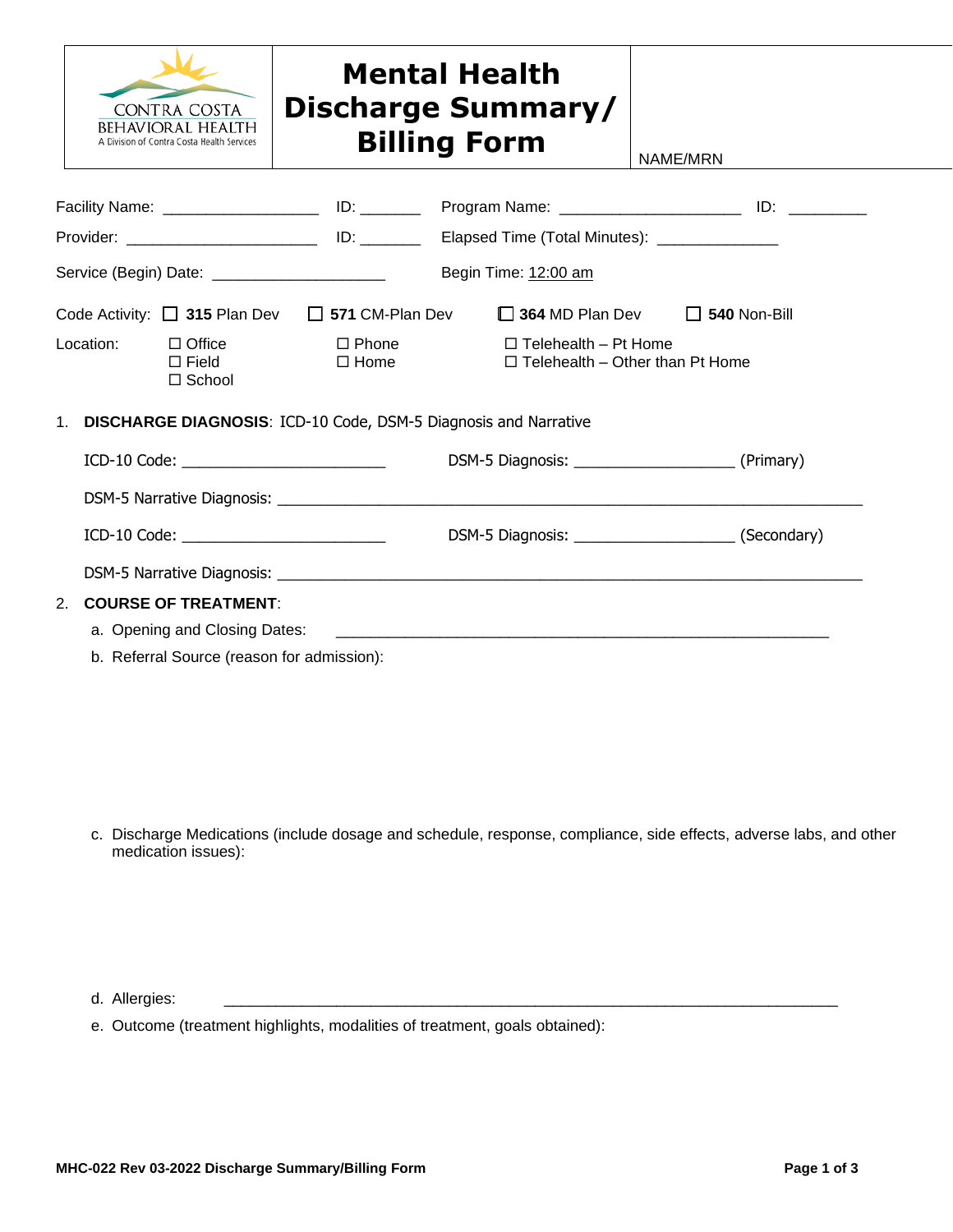CONTRA COSTA BEHAVIORAL HEALTH
A Division of Contra Costa Health Services

# Mental Health Discharge Summary/ Billing Form

NAME/MRN

Facility Name: __________________ ID: _______ Program Name: ____________________ ID: _________

Provider: ______________________ ID: _______ Elapsed Time (Total Minutes): ______________

Service (Begin) Date: ____________________ Begin Time: 12:00 am

Code Activity: ☐ **315** Plan Dev ☐ **571** CM-Plan Dev ☐ **364** MD Plan Dev ☐ **540** Non-Bill

Location:
☐ Office
☐ Field
☐ School
☐ Phone
☐ Home
☐ Telehealth – Pt Home
☐ Telehealth – Other than Pt Home

1. **DISCHARGE DIAGNOSIS**: ICD-10 Code, DSM-5 Diagnosis and Narrative

   ICD-10 Code: _______________________ DSM-5 Diagnosis: __________________ (Primary)

   DSM-5 Narrative Diagnosis: ____________________________________________________________

   ICD-10 Code: _______________________ DSM-5 Diagnosis: __________________ (Secondary)

   DSM-5 Narrative Diagnosis: ____________________________________________________________

2. **COURSE OF TREATMENT**:

   a. Opening and Closing Dates: ________________________________________________________

   b. Referral Source (reason for admission):

   c. Discharge Medications (include dosage and schedule, response, compliance, side effects, adverse labs, and other medication issues):

   d. Allergies: ____________________________________________________________________

   e. Outcome (treatment highlights, modalities of treatment, goals obtained):

MHC-022 Rev 03-2022 Discharge Summary/Billing Form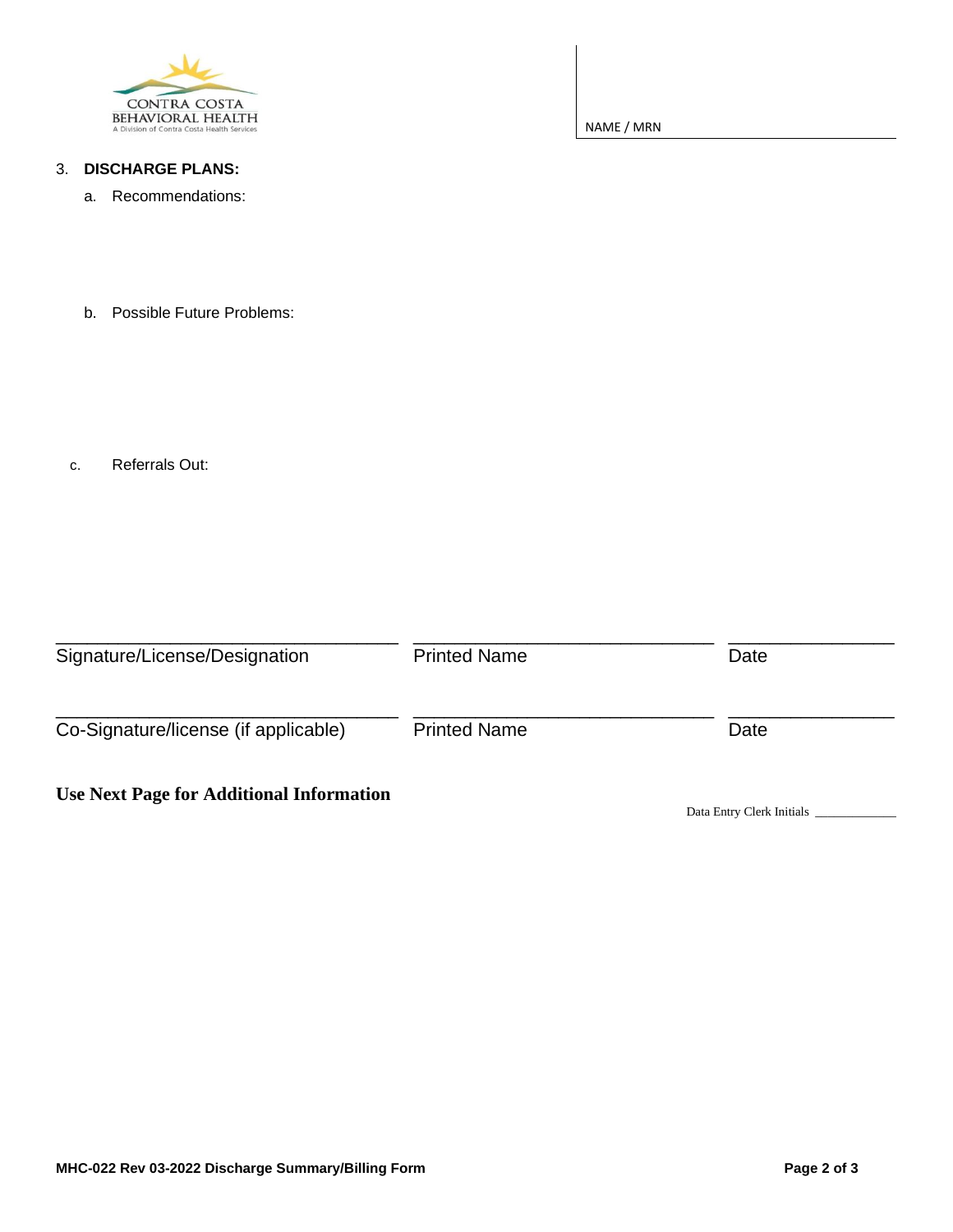CONTRA COSTA
BEHAVIORAL HEALTH
A Division of Contra Costa Health Services

NAME / MRN

3. **DISCHARGE PLANS:**

   a. Recommendations:

   b. Possible Future Problems:

   c. Referrals Out:

| ______________________________ | ______________________________ | ______________ |
|---|---|---|
| Signature/License/Designation | Printed Name | Date |
| ______________________________ | ______________________________ | ______________ |
| Co-Signature/license (if applicable) | Printed Name | Date |

**Use Next Page for Additional Information**

Data Entry Clerk Initials ____________

**MHC-022 Rev 03-2022 Discharge Summary/Billing Form**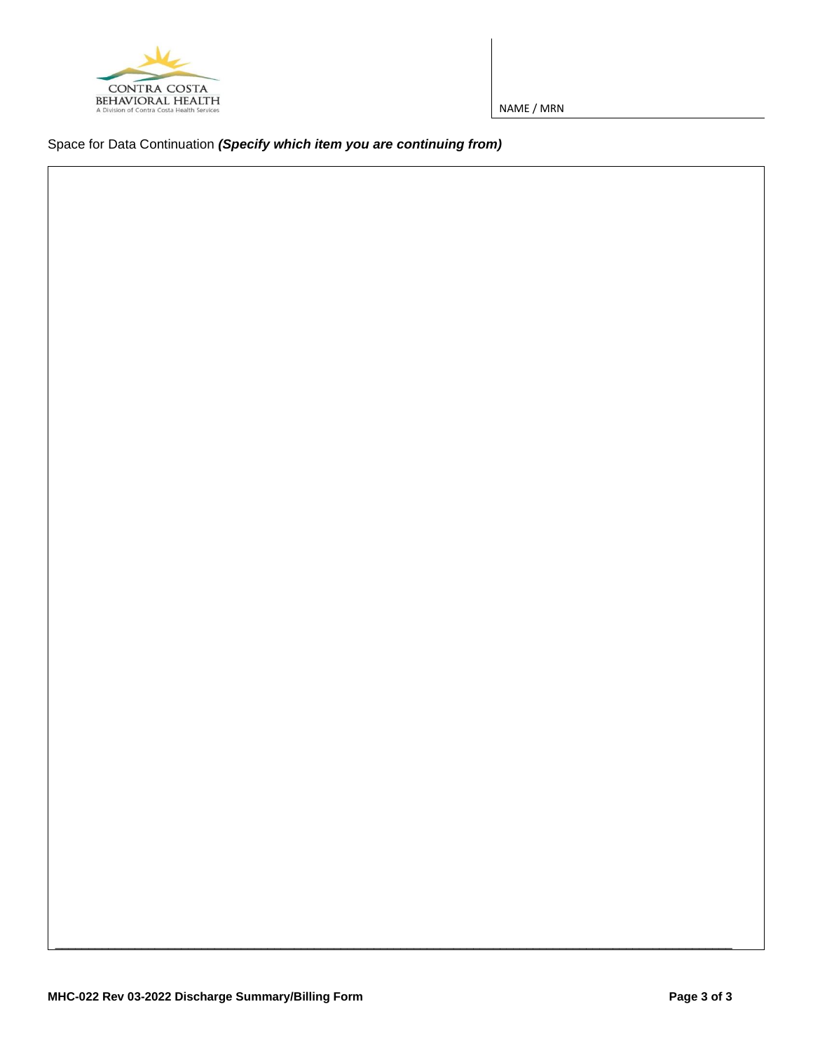CONTRA COSTA
BEHAVIORAL HEALTH
A Division of Contra Costa Health Services

NAME / MRN

Space for Data Continuation ***(Specify which item you are continuing from)***

| |
|---|
| |

MHC-022 Rev 03-2022 Discharge Summary/Billing Form